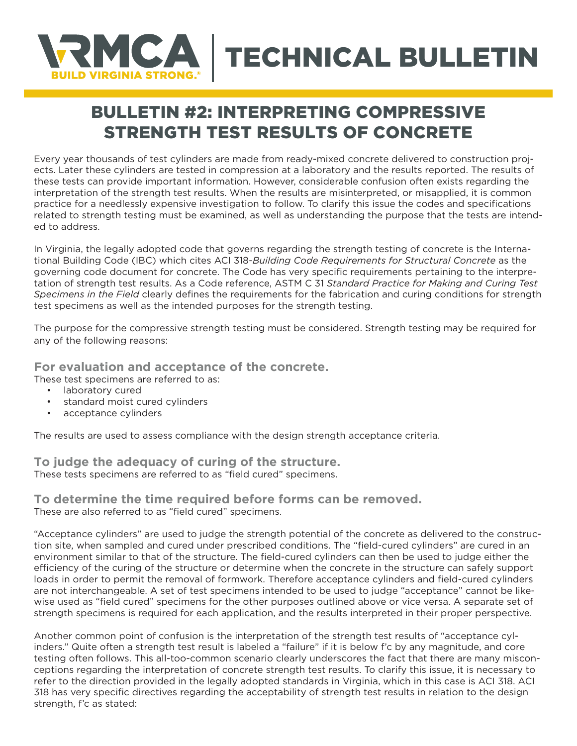# VRMCA | TECHNICAL BULLETIN

BUILD VIRGINIA STRONG.®

## BULLETIN #2: INTERPRETING COMPRESSIVE STRENGTH TEST RESULTS OF CONCRETE

Every year thousands of test cylinders are made from ready-mixed concrete delivered to construction projects. Later these cylinders are tested in compression at a laboratory and the results reported. The results of these tests can provide important information. However, considerable confusion often exists regarding the interpretation of the strength test results. When the results are misinterpreted, or misapplied, it is common practice for a needlessly expensive investigation to follow. To clarify this issue the codes and specifications related to strength testing must be examined, as well as understanding the purpose that the tests are intended to address.

In Virginia, the legally adopted code that governs regarding the strength testing of concrete is the International Building Code (IBC) which cites ACI 318-*Building Code Requirements for Structural Concrete* as the governing code document for concrete. The Code has very specific requirements pertaining to the interpretation of strength test results. As a Code reference, ASTM C 31 *Standard Practice for Making and Curing Test Specimens in the Field* clearly defines the requirements for the fabrication and curing conditions for strength test specimens as well as the intended purposes for the strength testing.

The purpose for the compressive strength testing must be considered. Strength testing may be required for any of the following reasons:

### For evaluation and acceptance of the concrete.

These test specimens are referred to as:

- laboratory cured
- standard moist cured cylinders
- acceptance cylinders

The results are used to assess compliance with the design strength acceptance criteria.

### To judge the adequacy of curing of the structure.

These tests specimens are referred to as "field cured" specimens.

### To determine the time required before forms can be removed.

These are also referred to as "field cured" specimens.

"Acceptance cylinders" are used to judge the strength potential of the concrete as delivered to the construction site, when sampled and cured under prescribed conditions. The "field-cured cylinders" are cured in an environment similar to that of the structure. The field-cured cylinders can then be used to judge either the efficiency of the curing of the structure or determine when the concrete in the structure can safely support loads in order to permit the removal of formwork. Therefore acceptance cylinders and field-cured cylinders are not interchangeable. A set of test specimens intended to be used to judge "acceptance" cannot be likewise used as "field cured" specimens for the other purposes outlined above or vice versa. A separate set of strength specimens is required for each application, and the results interpreted in their proper perspective.

Another common point of confusion is the interpretation of the strength test results of "acceptance cylinders." Quite often a strength test result is labeled a "failure" if it is below f'c by any magnitude, and core testing often follows. This all-too-common scenario clearly underscores the fact that there are many misconceptions regarding the interpretation of concrete strength test results. To clarify this issue, it is necessary to refer to the direction provided in the legally adopted standards in Virginia, which in this case is ACI 318. ACI 318 has very specific directives regarding the acceptability of strength test results in relation to the design strength, f'c as stated: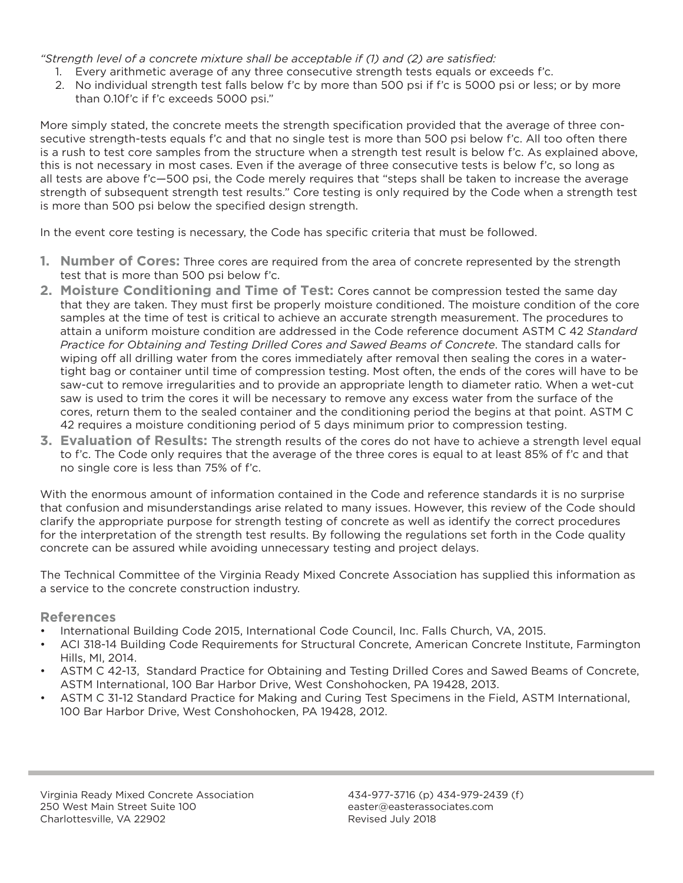*"Strength level of a concrete mixture shall be acceptable if (1) and (2) are satisfied:*

1. Every arithmetic average of any three consecutive strength tests equals or exceeds f'c.
2. No individual strength test falls below f'c by more than 500 psi if f'c is 5000 psi or less; or by more than 0.10f'c if f'c exceeds 5000 psi."

More simply stated, the concrete meets the strength specification provided that the average of three consecutive strength-tests equals f'c and that no single test is more than 500 psi below f'c. All too often there is a rush to test core samples from the structure when a strength test result is below f'c. As explained above, this is not necessary in most cases. Even if the average of three consecutive tests is below f'c, so long as all tests are above f'c—500 psi, the Code merely requires that "steps shall be taken to increase the average strength of subsequent strength test results." Core testing is only required by the Code when a strength test is more than 500 psi below the specified design strength.

In the event core testing is necessary, the Code has specific criteria that must be followed.

1. **Number of Cores:** Three cores are required from the area of concrete represented by the strength test that is more than 500 psi below f'c.
2. **Moisture Conditioning and Time of Test:** Cores cannot be compression tested the same day that they are taken. They must first be properly moisture conditioned. The moisture condition of the core samples at the time of test is critical to achieve an accurate strength measurement. The procedures to attain a uniform moisture condition are addressed in the Code reference document ASTM C 42 *Standard Practice for Obtaining and Testing Drilled Cores and Sawed Beams of Concrete*. The standard calls for wiping off all drilling water from the cores immediately after removal then sealing the cores in a watertight bag or container until time of compression testing. Most often, the ends of the cores will have to be saw-cut to remove irregularities and to provide an appropriate length to diameter ratio. When a wet-cut saw is used to trim the cores it will be necessary to remove any excess water from the surface of the cores, return them to the sealed container and the conditioning period the begins at that point. ASTM C 42 requires a moisture conditioning period of 5 days minimum prior to compression testing.
3. **Evaluation of Results:** The strength results of the cores do not have to achieve a strength level equal to f'c. The Code only requires that the average of the three cores is equal to at least 85% of f'c and that no single core is less than 75% of f'c.

With the enormous amount of information contained in the Code and reference standards it is no surprise that confusion and misunderstandings arise related to many issues. However, this review of the Code should clarify the appropriate purpose for strength testing of concrete as well as identify the correct procedures for the interpretation of the strength test results. By following the regulations set forth in the Code quality concrete can be assured while avoiding unnecessary testing and project delays.

The Technical Committee of the Virginia Ready Mixed Concrete Association has supplied this information as a service to the concrete construction industry.

## References

- International Building Code 2015, International Code Council, Inc. Falls Church, VA, 2015.
- ACI 318-14 Building Code Requirements for Structural Concrete, American Concrete Institute, Farmington Hills, MI, 2014.
- ASTM C 42-13, Standard Practice for Obtaining and Testing Drilled Cores and Sawed Beams of Concrete, ASTM International, 100 Bar Harbor Drive, West Conshohocken, PA 19428, 2013.
- ASTM C 31-12 Standard Practice for Making and Curing Test Specimens in the Field, ASTM International, 100 Bar Harbor Drive, West Conshohocken, PA 19428, 2012.

Virginia Ready Mixed Concrete Association
250 West Main Street Suite 100
Charlottesville, VA 22902

434-977-3716 (p) 434-979-2439 (f)
easter@easterassociates.com
Revised July 2018